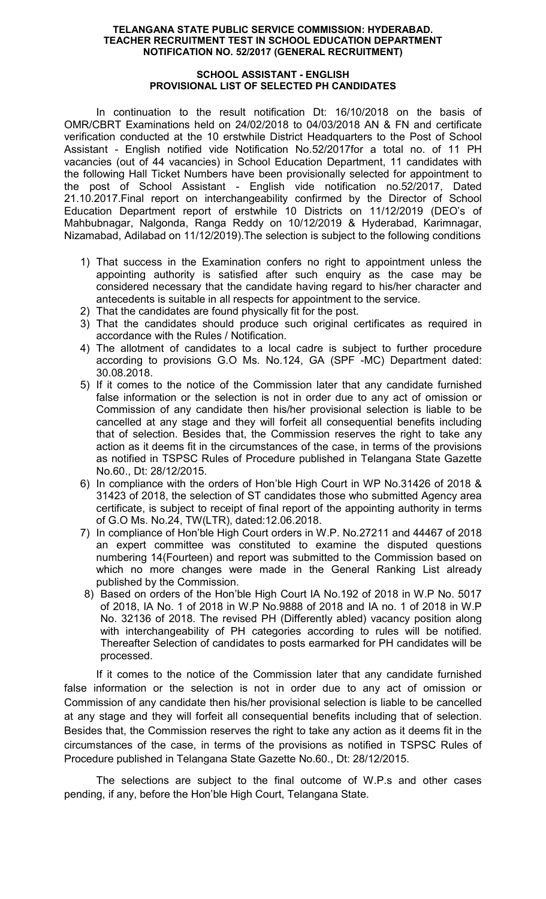**TELANGANA STATE PUBLIC SERVICE COMMISSION: HYDERABAD.**
**TEACHER RECRUITMENT TEST IN SCHOOL EDUCATION DEPARTMENT**
**NOTIFICATION NO. 52/2017 (GENERAL RECRUITMENT)**

**SCHOOL ASSISTANT - ENGLISH**
**PROVISIONAL LIST OF SELECTED PH CANDIDATES**

In continuation to the result notification Dt: 16/10/2018 on the basis of OMR/CBRT Examinations held on 24/02/2018 to 04/03/2018 AN & FN and certificate verification conducted at the 10 erstwhile District Headquarters to the Post of School Assistant - English notified vide Notification No.52/2017for a total no. of 11 PH vacancies (out of 44 vacancies) in School Education Department, 11 candidates with the following Hall Ticket Numbers have been provisionally selected for appointment to the post of School Assistant - English vide notification no.52/2017, Dated 21.10.2017.Final report on interchangeability confirmed by the Director of School Education Department report of erstwhile 10 Districts on 11/12/2019 (DEO's of Mahbubnagar, Nalgonda, Ranga Reddy on 10/12/2019 & Hyderabad, Karimnagar, Nizamabad, Adilabad on 11/12/2019).The selection is subject to the following conditions

1) That success in the Examination confers no right to appointment unless the appointing authority is satisfied after such enquiry as the case may be considered necessary that the candidate having regard to his/her character and antecedents is suitable in all respects for appointment to the service.
2) That the candidates are found physically fit for the post.
3) That the candidates should produce such original certificates as required in accordance with the Rules / Notification.
4) The allotment of candidates to a local cadre is subject to further procedure according to provisions G.O Ms. No.124, GA (SPF -MC) Department dated: 30.08.2018.
5) If it comes to the notice of the Commission later that any candidate furnished false information or the selection is not in order due to any act of omission or Commission of any candidate then his/her provisional selection is liable to be cancelled at any stage and they will forfeit all consequential benefits including that of selection. Besides that, the Commission reserves the right to take any action as it deems fit in the circumstances of the case, in terms of the provisions as notified in TSPSC Rules of Procedure published in Telangana State Gazette No.60., Dt: 28/12/2015.
6) In compliance with the orders of Hon'ble High Court in WP No.31426 of 2018 & 31423 of 2018, the selection of ST candidates those who submitted Agency area certificate, is subject to receipt of final report of the appointing authority in terms of G.O Ms. No.24, TW(LTR), dated:12.06.2018.
7) In compliance of Hon'ble High Court orders in W.P. No.27211 and 44467 of 2018 an expert committee was constituted to examine the disputed questions numbering 14(Fourteen) and report was submitted to the Commission based on which no more changes were made in the General Ranking List already published by the Commission.
8) Based on orders of the Hon'ble High Court IA No.192 of 2018 in W.P No. 5017 of 2018, IA No. 1 of 2018 in W.P No.9888 of 2018 and IA no. 1 of 2018 in W.P No. 32136 of 2018. The revised PH (Differently abled) vacancy position along with interchangeability of PH categories according to rules will be notified. Thereafter Selection of candidates to posts earmarked for PH candidates will be processed.

If it comes to the notice of the Commission later that any candidate furnished false information or the selection is not in order due to any act of omission or Commission of any candidate then his/her provisional selection is liable to be cancelled at any stage and they will forfeit all consequential benefits including that of selection. Besides that, the Commission reserves the right to take any action as it deems fit in the circumstances of the case, in terms of the provisions as notified in TSPSC Rules of Procedure published in Telangana State Gazette No.60., Dt: 28/12/2015.

The selections are subject to the final outcome of W.P.s and other cases pending, if any, before the Hon'ble High Court, Telangana State.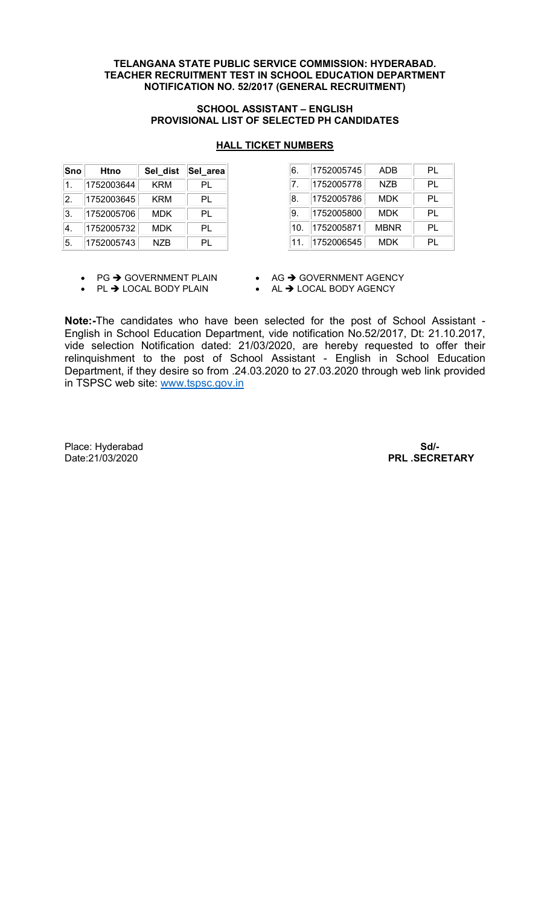**TELANGANA STATE PUBLIC SERVICE COMMISSION: HYDERABAD.**
**TEACHER RECRUITMENT TEST IN SCHOOL EDUCATION DEPARTMENT**
**NOTIFICATION NO. 52/2017 (GENERAL RECRUITMENT)**

**SCHOOL ASSISTANT – ENGLISH**
**PROVISIONAL LIST OF SELECTED PH CANDIDATES**

**HALL TICKET NUMBERS**

| Sno | Htno | Sel_dist | Sel_area |
|---|---|---|---|
| 1. | 1752003644 | KRM | PL |
| 2. | 1752003645 | KRM | PL |
| 3. | 1752005706 | MDK | PL |
| 4. | 1752005732 | MDK | PL |
| 5. | 1752005743 | NZB | PL |
| 6. | 1752005745 | ADB | PL |
| 7. | 1752005778 | NZB | PL |
| 8. | 1752005786 | MDK | PL |
| 9. | 1752005800 | MDK | PL |
| 10. | 1752005871 | MBNR | PL |
| 11. | 1752006545 | MDK | PL |

- PG ➔ GOVERNMENT PLAIN
- PL ➔ LOCAL BODY PLAIN
- AG ➔ GOVERNMENT AGENCY
- AL ➔ LOCAL BODY AGENCY

**Note:-**The candidates who have been selected for the post of School Assistant - English in School Education Department, vide notification No.52/2017, Dt: 21.10.2017, vide selection Notification dated: 21/03/2020, are hereby requested to offer their relinquishment to the post of School Assistant - English in School Education Department, if they desire so from .24.03.2020 to 27.03.2020 through web link provided in TSPSC web site: www.tspsc.gov.in

Place: Hyderabad
Date:21/03/2020

**Sd/-**
**PRL .SECRETARY**